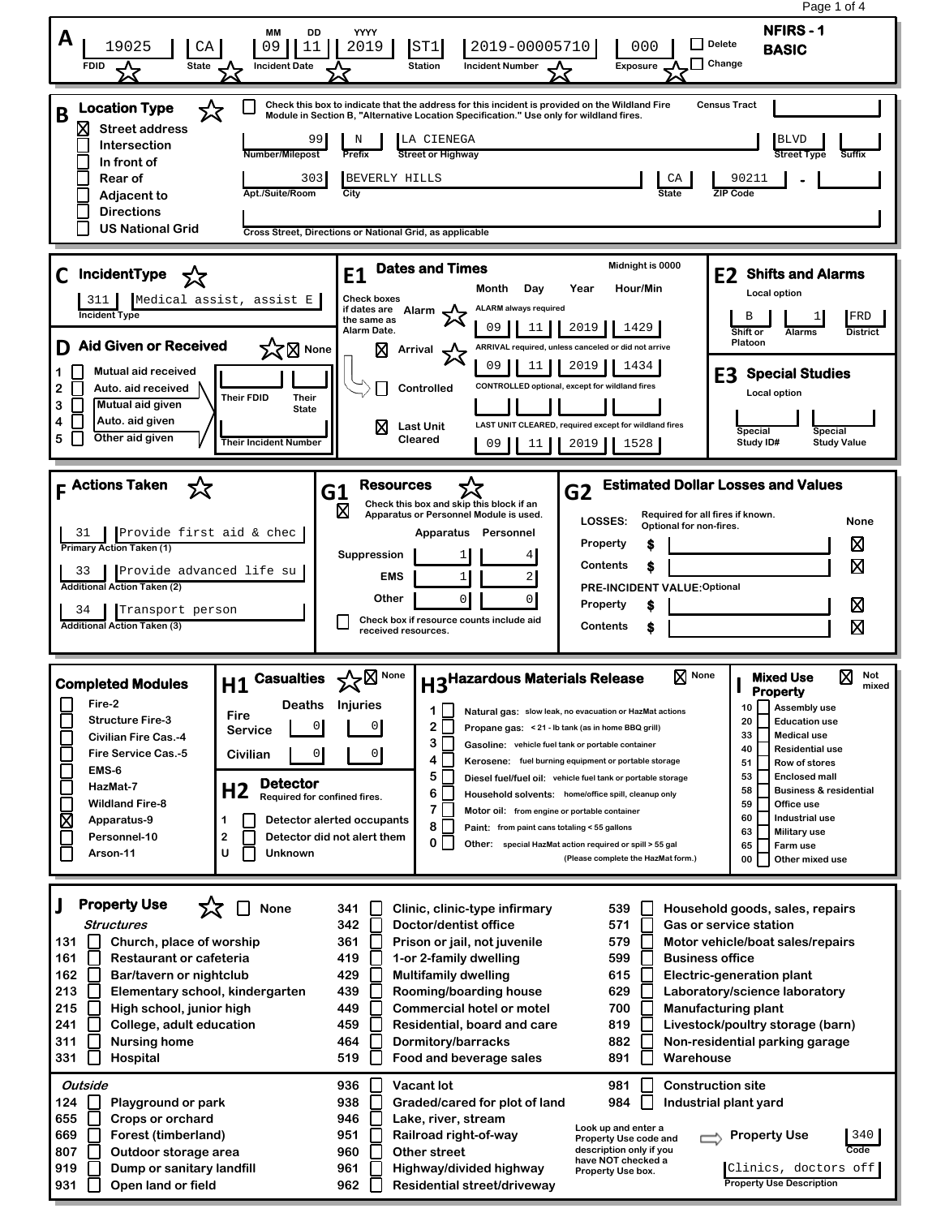# NFIRS - 1 BASIC

## A

| FDID | State | Incident Date (MM DD YYYY) | Station | Incident Number | Exposure | Delete | Change |
|---|---|---|---|---|---|---|---|
| 19025 | CA | 09 11 2019 | ST1 | 2019-00005710 | 000 | ☐ | ☐ |

## B Location Type

☐ Check this box to indicate that the address for this incident is provided on the Wildland Fire Module in Section B, "Alternative Location Specification." Use only for wildland fires.

Census Tract: 

- ☒ Street address
- ☐ Intersection
- ☐ In front of
- ☐ Rear of
- ☐ Adjacent to
- ☐ Directions
- ☐ US National Grid

| Number/Milepost | Prefix | Street or Highway | Street Type | Suffix |
|---|---|---|---|---|
| 99 | N | LA CIENEGA | BLVD | |

| Apt./Suite/Room | City | State | ZIP Code |
|---|---|---|---|
| 303 | BEVERLY HILLS | CA | 90211 - |

Cross Street, Directions or National Grid, as applicable: 

## C IncidentType

Incident Type: 311 Medical assist, assist E

## D Aid Given or Received

☒ None

1. ☐ Mutual aid received
2. ☐ Auto. aid received
3. ☐ Mutual aid given
4. ☐ Auto. aid given
5. ☐ Other aid given

Their FDID: ___ Their State: ___ Their Incident Number: ___

## E1 Dates and Times

Midnight is 0000

Check boxes if dates are the same as Alarm Date.

| | Month | Day | Year | Hour/Min |
|---|---|---|---|---|
| Alarm (ALARM always required) | 09 | 11 | 2019 | 1429 |
| ☒ Arrival (ARRIVAL required, unless canceled or did not arrive) | 09 | 11 | 2019 | 1434 |
| ☐ Controlled (CONTROLLED optional, except for wildland fires) | | | | |
| ☒ Last Unit Cleared (LAST UNIT CLEARED, required except for wildland fires) | 09 | 11 | 2019 | 1528 |

## E2 Shifts and Alarms

Local option

| Shift or Platoon | Alarms | District |
|---|---|---|
| B | 1 | FRD |

## E3 Special Studies

Local option

Special Study ID#: ___ Special Study Value: ___

## F Actions Taken

- 31 Provide first aid & chec — Primary Action Taken (1)
- 33 Provide advanced life su — Additional Action Taken (2)
- 34 Transport person — Additional Action Taken (3)

## G1 Resources

☒ Check this box and skip this block if an Apparatus or Personnel Module is used.

| | Apparatus | Personnel |
|---|---|---|
| Suppression | 1 | 4 |
| EMS | 1 | 2 |
| Other | 0 | 0 |

☐ Check box if resource counts include aid received resources.

## G2 Estimated Dollar Losses and Values

LOSSES: Required for all fires if known. Optional for non-fires.

| | $ | None |
|---|---|---|
| Property | | ☒ |
| Contents | | ☒ |

PRE-INCIDENT VALUE: Optional

| | $ | None |
|---|---|---|
| Property | | ☒ |
| Contents | | ☒ |

## Completed Modules

- ☐ Fire-2
- ☐ Structure Fire-3
- ☐ Civilian Fire Cas.-4
- ☐ Fire Service Cas.-5
- ☐ EMS-6
- ☐ HazMat-7
- ☐ Wildland Fire-8
- ☒ Apparatus-9
- ☐ Personnel-10
- ☐ Arson-11

## H1 Casualties

☒ None

| | Deaths | Injuries |
|---|---|---|
| Fire Service | 0 | 0 |
| Civilian | 0 | 0 |

## H2 Detector

Required for confined fires.

1. ☐ Detector alerted occupants
2. ☐ Detector did not alert them
U. ☐ Unknown

## H3 Hazardous Materials Release

☒ None

1. ☐ Natural gas: slow leak, no evacuation or HazMat actions
2. ☐ Propane gas: < 21 - lb tank (as in home BBQ grill)
3. ☐ Gasoline: vehicle fuel tank or portable container
4. ☐ Kerosene: fuel burning equipment or portable storage
5. ☐ Diesel fuel/fuel oil: vehicle fuel tank or portable storage
6. ☐ Household solvents: home/office spill, cleanup only
7. ☐ Motor oil: from engine or portable container
8. ☐ Paint: from paint cans totaling < 55 gallons
0. ☐ Other: special HazMat action required or spill > 55 gal (Please complete the HazMat form.)

## I Mixed Use Property

☒ Not mixed

- 10 ☐ Assembly use
- 20 ☐ Education use
- 33 ☐ Medical use
- 40 ☐ Residential use
- 51 ☐ Row of stores
- 53 ☐ Enclosed mall
- 58 ☐ Business & residential
- 59 ☐ Office use
- 60 ☐ Industrial use
- 63 ☐ Military use
- 65 ☐ Farm use
- 00 ☐ Other mixed use

## J Property Use

☐ None

*Structures*

- 131 ☐ Church, place of worship
- 161 ☐ Restaurant or cafeteria
- 162 ☐ Bar/tavern or nightclub
- 213 ☐ Elementary school, kindergarten
- 215 ☐ High school, junior high
- 241 ☐ College, adult education
- 311 ☐ Nursing home
- 331 ☐ Hospital
- 341 ☐ Clinic, clinic-type infirmary
- 342 ☐ Doctor/dentist office
- 361 ☐ Prison or jail, not juvenile
- 419 ☐ 1-or 2-family dwelling
- 429 ☐ Multifamily dwelling
- 439 ☐ Rooming/boarding house
- 449 ☐ Commercial hotel or motel
- 459 ☐ Residential, board and care
- 464 ☐ Dormitory/barracks
- 519 ☐ Food and beverage sales
- 539 ☐ Household goods, sales, repairs
- 571 ☐ Gas or service station
- 579 ☐ Motor vehicle/boat sales/repairs
- 599 ☐ Business office
- 615 ☐ Electric-generation plant
- 629 ☐ Laboratory/science laboratory
- 700 ☐ Manufacturing plant
- 819 ☐ Livestock/poultry storage (barn)
- 882 ☐ Non-residential parking garage
- 891 ☐ Warehouse

*Outside*

- 124 ☐ Playground or park
- 655 ☐ Crops or orchard
- 669 ☐ Forest (timberland)
- 807 ☐ Outdoor storage area
- 919 ☐ Dump or sanitary landfill
- 931 ☐ Open land or field
- 936 ☐ Vacant lot
- 938 ☐ Graded/cared for plot of land
- 946 ☐ Lake, river, stream
- 951 ☐ Railroad right-of-way
- 960 ☐ Other street
- 961 ☐ Highway/divided highway
- 962 ☐ Residential street/driveway
- 981 ☐ Construction site
- 984 ☐ Industrial plant yard

Look up and enter a Property Use code and description only if you have NOT checked a Property Use box.

Property Use Code: 340

Property Use Description: Clinics, doctors off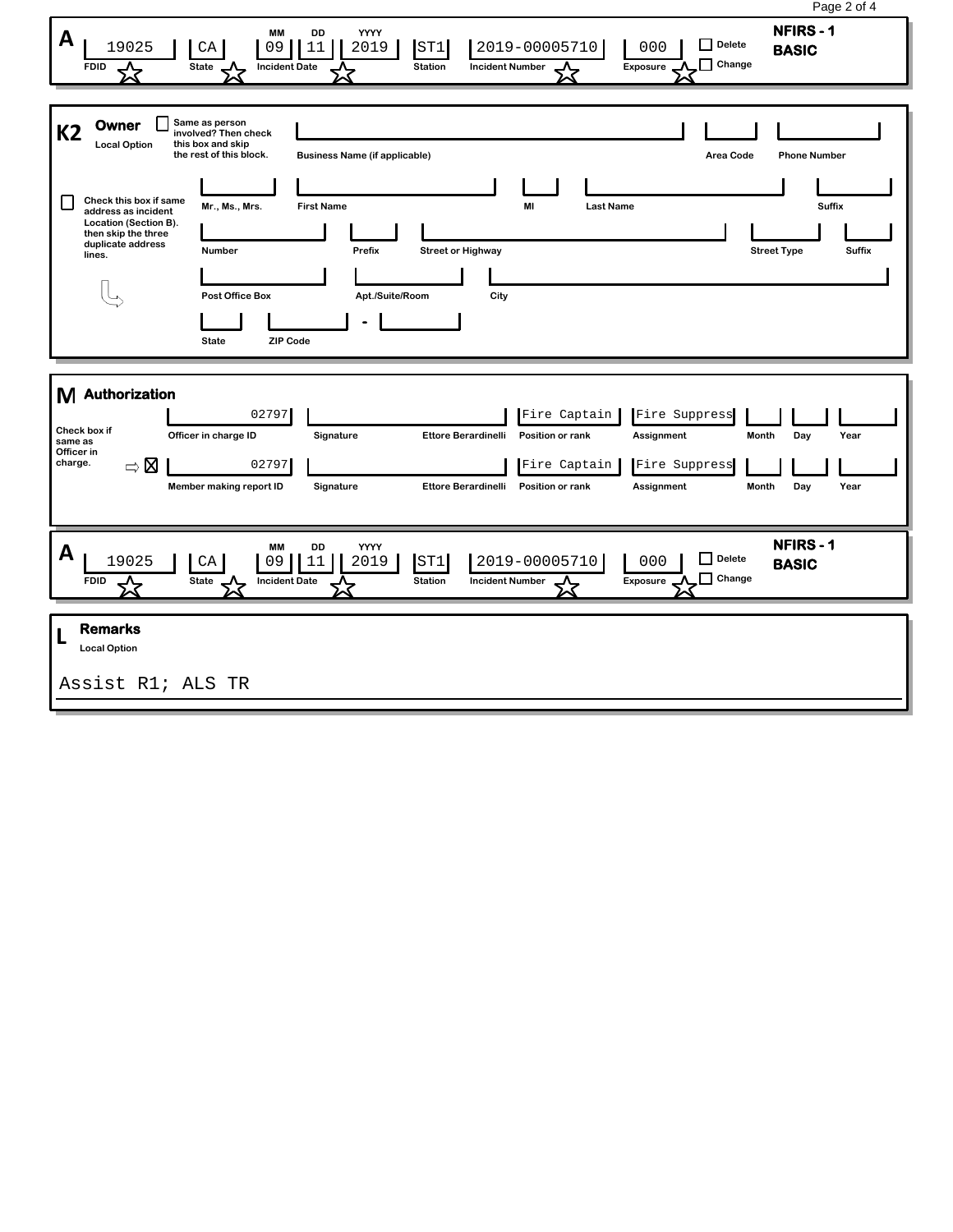## A — NFIRS - 1 BASIC

| FDID | State | Incident Date (MM) | (DD) | (YYYY) | Station | Incident Number | Exposure | Delete | Change |
|---|---|---|---|---|---|---|---|---|---|
| 19025 | CA | 09 | 11 | 2019 | ST1 | 2019-00005710 | 000 | ☐ | ☐ |

## K2 Owner

Local Option

☐ Same as person involved? Then check this box and skip the rest of this block.

| Business Name (if applicable) | Area Code | Phone Number |
|---|---|---|
| | | |

☐ Check this box if same address as incident Location (Section B). then skip the three duplicate address lines.

| Mr., Ms., Mrs. | First Name | MI | Last Name | Suffix |
|---|---|---|---|---|
| | | | | |

| Number | Prefix | Street or Highway | Street Type | Suffix |
|---|---|---|---|---|
| | | | | |

| Post Office Box | Apt./Suite/Room | City |
|---|---|---|
| | | |

| State | ZIP Code |
|---|---|
| | - |

## M Authorization

| | ID | Signature | Name | Position or rank | Assignment | Month | Day | Year |
|---|---|---|---|---|---|---|---|---|
| Officer in charge ID | 02797 | | Ettore Berardinelli | Fire Captain | Fire Suppress | | | |
| Member making report ID | 02797 | | Ettore Berardinelli | Fire Captain | Fire Suppress | | | |

Check box if same as Officer in charge. ☒

## A — NFIRS - 1 BASIC

| FDID | State | Incident Date (MM) | (DD) | (YYYY) | Station | Incident Number | Exposure | Delete | Change |
|---|---|---|---|---|---|---|---|---|---|
| 19025 | CA | 09 | 11 | 2019 | ST1 | 2019-00005710 | 000 | ☐ | ☐ |

## L Remarks

Local Option

Assist R1; ALS TR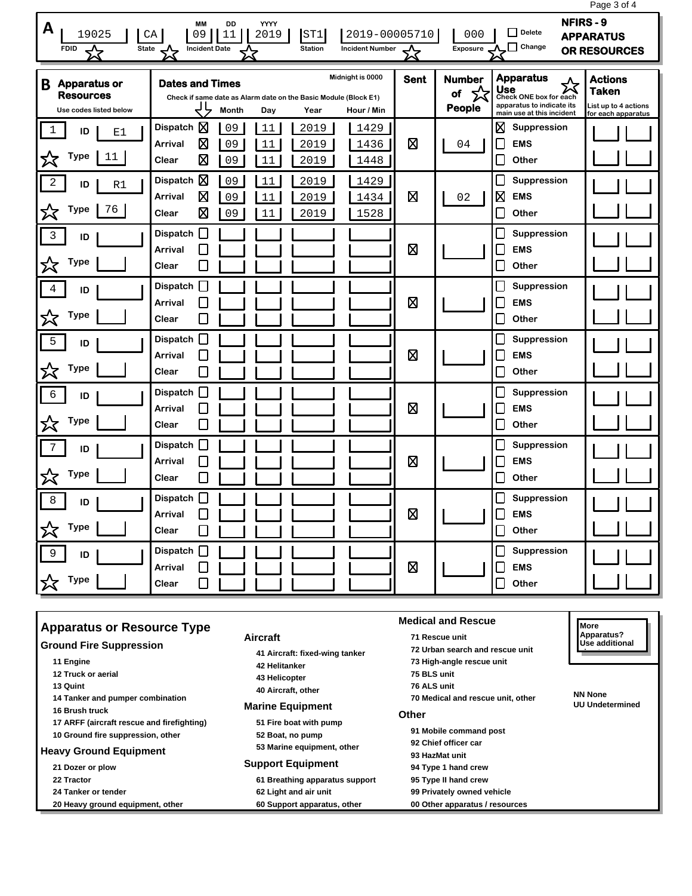# NFIRS - 9 APPARATUS OR RESOURCES

## A

| FDID | State | Incident Date (MM DD YYYY) | Station | Incident Number | Exposure | Delete | Change |
|---|---|---|---|---|---|---|---|
| 19025 | CA | 09 11 2019 | ST1 | 2019-00005710 | 000 | ☐ | ☐ |

## B

| # | Apparatus or Resources (Use codes listed below) | Dates and Times (Check if same date as Alarm date on the Basic Module (Block E1)) | Same | Month | Day | Year | Hour / Min (Midnight is 0000) | Sent | Number of People | Apparatus Use (Check ONE box for each apparatus to indicate its main use at this incident) | Actions Taken (List up to 4 actions for each apparatus) |
|---|---|---|---|---|---|---|---|---|---|---|---|
| 1 | ID: E1 | Dispatch | ☒ | 09 | 11 | 2019 | 1429 | ☒ | 04 | ☒ Suppression | |
| | Type: 11 | Arrival | ☒ | 09 | 11 | 2019 | 1436 | | | ☐ EMS | |
| | | Clear | ☒ | 09 | 11 | 2019 | 1448 | | | ☐ Other | |
| 2 | ID: R1 | Dispatch | ☒ | 09 | 11 | 2019 | 1429 | ☒ | 02 | ☐ Suppression | |
| | Type: 76 | Arrival | ☒ | 09 | 11 | 2019 | 1434 | | | ☒ EMS | |
| | | Clear | ☒ | 09 | 11 | 2019 | 1528 | | | ☐ Other | |
| 3 | ID: | Dispatch | ☐ | | | | | ☒ | | ☐ Suppression | |
| | Type: | Arrival | ☐ | | | | | | | ☐ EMS | |
| | | Clear | ☐ | | | | | | | ☐ Other | |
| 4 | ID: | Dispatch | ☐ | | | | | ☒ | | ☐ Suppression | |
| | Type: | Arrival | ☐ | | | | | | | ☐ EMS | |
| | | Clear | ☐ | | | | | | | ☐ Other | |
| 5 | ID: | Dispatch | ☐ | | | | | ☒ | | ☐ Suppression | |
| | Type: | Arrival | ☐ | | | | | | | ☐ EMS | |
| | | Clear | ☐ | | | | | | | ☐ Other | |
| 6 | ID: | Dispatch | ☐ | | | | | ☒ | | ☐ Suppression | |
| | Type: | Arrival | ☐ | | | | | | | ☐ EMS | |
| | | Clear | ☐ | | | | | | | ☐ Other | |
| 7 | ID: | Dispatch | ☐ | | | | | ☒ | | ☐ Suppression | |
| | Type: | Arrival | ☐ | | | | | | | ☐ EMS | |
| | | Clear | ☐ | | | | | | | ☐ Other | |
| 8 | ID: | Dispatch | ☐ | | | | | ☒ | | ☐ Suppression | |
| | Type: | Arrival | ☐ | | | | | | | ☐ EMS | |
| | | Clear | ☐ | | | | | | | ☐ Other | |
| 9 | ID: | Dispatch | ☐ | | | | | ☒ | | ☐ Suppression | |
| | Type: | Arrival | ☐ | | | | | | | ☐ EMS | |
| | | Clear | ☐ | | | | | | | ☐ Other | |

## Apparatus or Resource Type

### Ground Fire Suppression
- 11 Engine
- 12 Truck or aerial
- 13 Quint
- 14 Tanker and pumper combination
- 16 Brush truck
- 17 ARFF (aircraft rescue and firefighting)
- 10 Ground fire suppression, other

### Heavy Ground Equipment
- 21 Dozer or plow
- 22 Tractor
- 24 Tanker or tender
- 20 Heavy ground equipment, other

### Aircraft
- 41 Aircraft: fixed-wing tanker
- 42 Helitanker
- 43 Helicopter
- 40 Aircraft, other

### Marine Equipment
- 51 Fire boat with pump
- 52 Boat, no pump
- 53 Marine equipment, other

### Support Equipment
- 61 Breathing apparatus support
- 62 Light and air unit
- 60 Support apparatus, other

### Medical and Rescue
- 71 Rescue unit
- 72 Urban search and rescue unit
- 73 High-angle rescue unit
- 75 BLS unit
- 76 ALS unit
- 70 Medical and rescue unit, other

### Other
- 91 Mobile command post
- 92 Chief officer car
- 93 HazMat unit
- 94 Type 1 hand crew
- 95 Type II hand crew
- 99 Privately owned vehicle
- 00 Other apparatus / resources

NN None
UU Undetermined

More Apparatus? Use additional sheets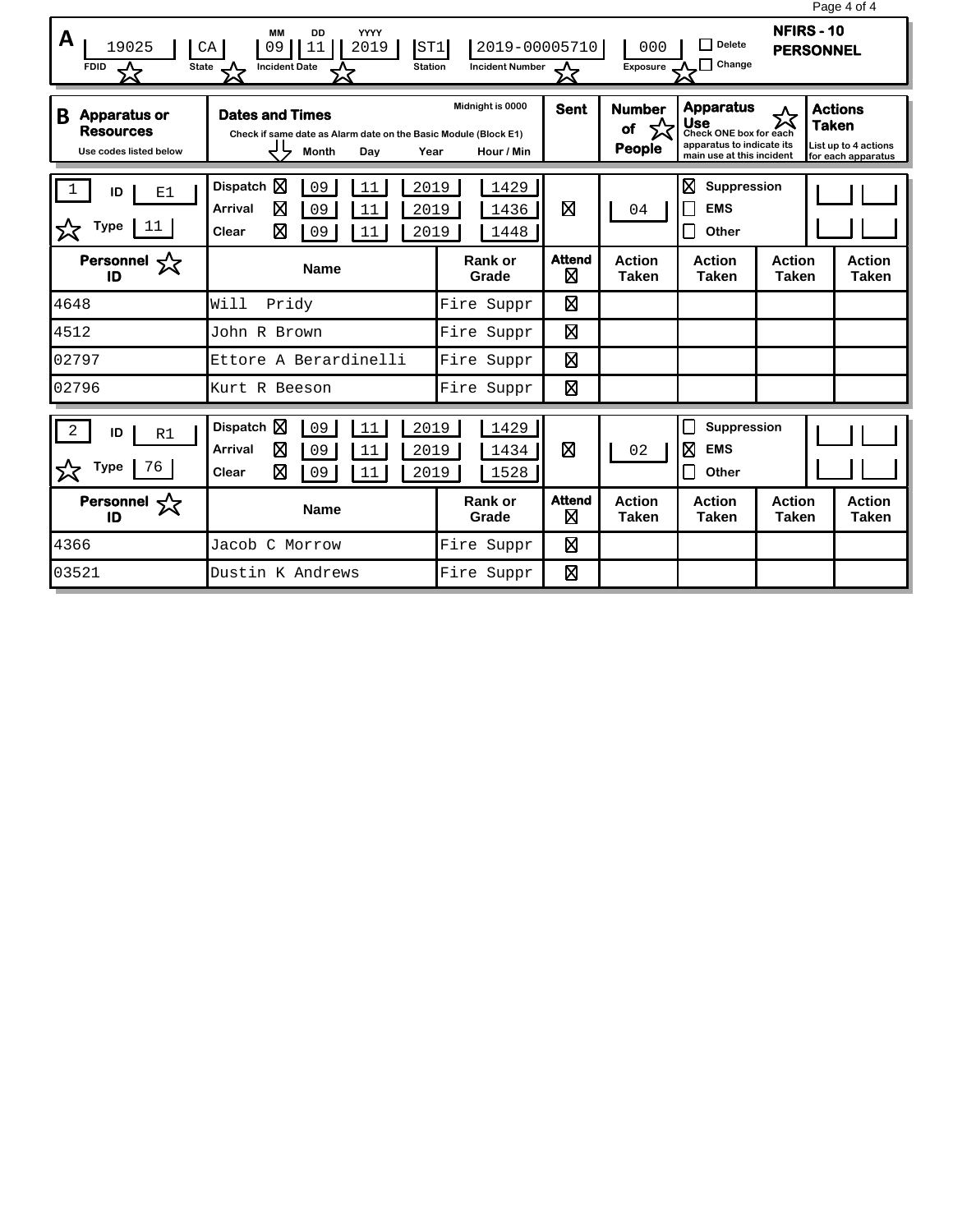## A

| FDID | State | Incident Date (MM DD YYYY) | Station | Incident Number | Exposure | Delete | Change |
|---|---|---|---|---|---|---|---|
| 19025 | CA | 09 11 2019 | ST1 | 2019-00005710 | 000 | ☐ | ☐ |

**NFIRS - 10 PERSONNEL**

## B

**Apparatus or Resources** — Use codes listed below

**Dates and Times** — Check if same date as Alarm date on the Basic Module (Block E1) — Month, Day, Year, Hour / Min (Midnight is 0000)

**Sent**

**Number of People**

**Apparatus Use** — Check ONE box for each apparatus to indicate its main use at this incident

**Actions Taken** — List up to 4 actions for each apparatus

### Apparatus 1

| | | | | | | | |
|---|---|---|---|---|---|---|---|
| ID: E1 | Dispatch ☒ | 09 | 11 | 2019 | 1429 | Sent ☒ | Number of People: 04 |
| Type: 11 | Arrival ☒ | 09 | 11 | 2019 | 1436 | | |
| | Clear ☒ | 09 | 11 | 2019 | 1448 | | |

Apparatus Use: ☒ Suppression ☐ EMS ☐ Other

| Personnel ID | Name | Rank or Grade | Attend | Action Taken | Action Taken | Action Taken | Action Taken |
|---|---|---|---|---|---|---|---|
| 4648 | Will Pridy | Fire Suppr | ☒ | | | | |
| 4512 | John R Brown | Fire Suppr | ☒ | | | | |
| 02797 | Ettore A Berardinelli | Fire Suppr | ☒ | | | | |
| 02796 | Kurt R Beeson | Fire Suppr | ☒ | | | | |

### Apparatus 2

| | | | | | | | |
|---|---|---|---|---|---|---|---|
| ID: R1 | Dispatch ☒ | 09 | 11 | 2019 | 1429 | Sent ☒ | Number of People: 02 |
| Type: 76 | Arrival ☒ | 09 | 11 | 2019 | 1434 | | |
| | Clear ☒ | 09 | 11 | 2019 | 1528 | | |

Apparatus Use: ☐ Suppression ☒ EMS ☐ Other

| Personnel ID | Name | Rank or Grade | Attend | Action Taken | Action Taken | Action Taken | Action Taken |
|---|---|---|---|---|---|---|---|
| 4366 | Jacob C Morrow | Fire Suppr | ☒ | | | | |
| 03521 | Dustin K Andrews | Fire Suppr | ☒ | | | | |